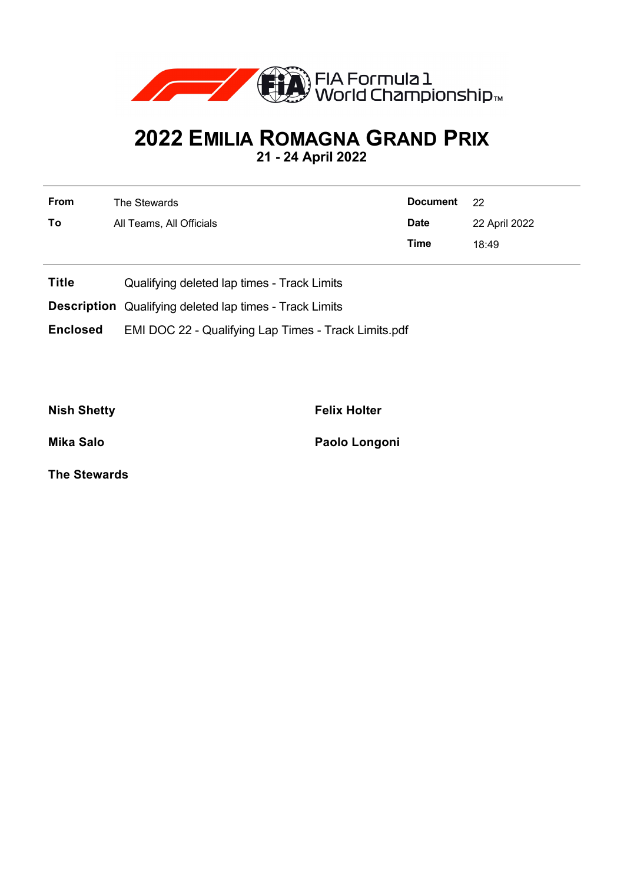FIA Formula 1 World Championship™

# 2022 Emilia Romagna Grand Prix

**21 - 24 April 2022**

| | | | |
|---|---|---|---|
| **From** | The Stewards | **Document** | 22 |
| **To** | All Teams, All Officials | **Date** | 22 April 2022 |
| | | **Time** | 18:49 |

**Title** Qualifying deleted lap times - Track Limits

**Description** Qualifying deleted lap times - Track Limits

**Enclosed** EMI DOC 22 - Qualifying Lap Times - Track Limits.pdf

**Nish Shetty**

**Felix Holter**

**Mika Salo**

**Paolo Longoni**

**The Stewards**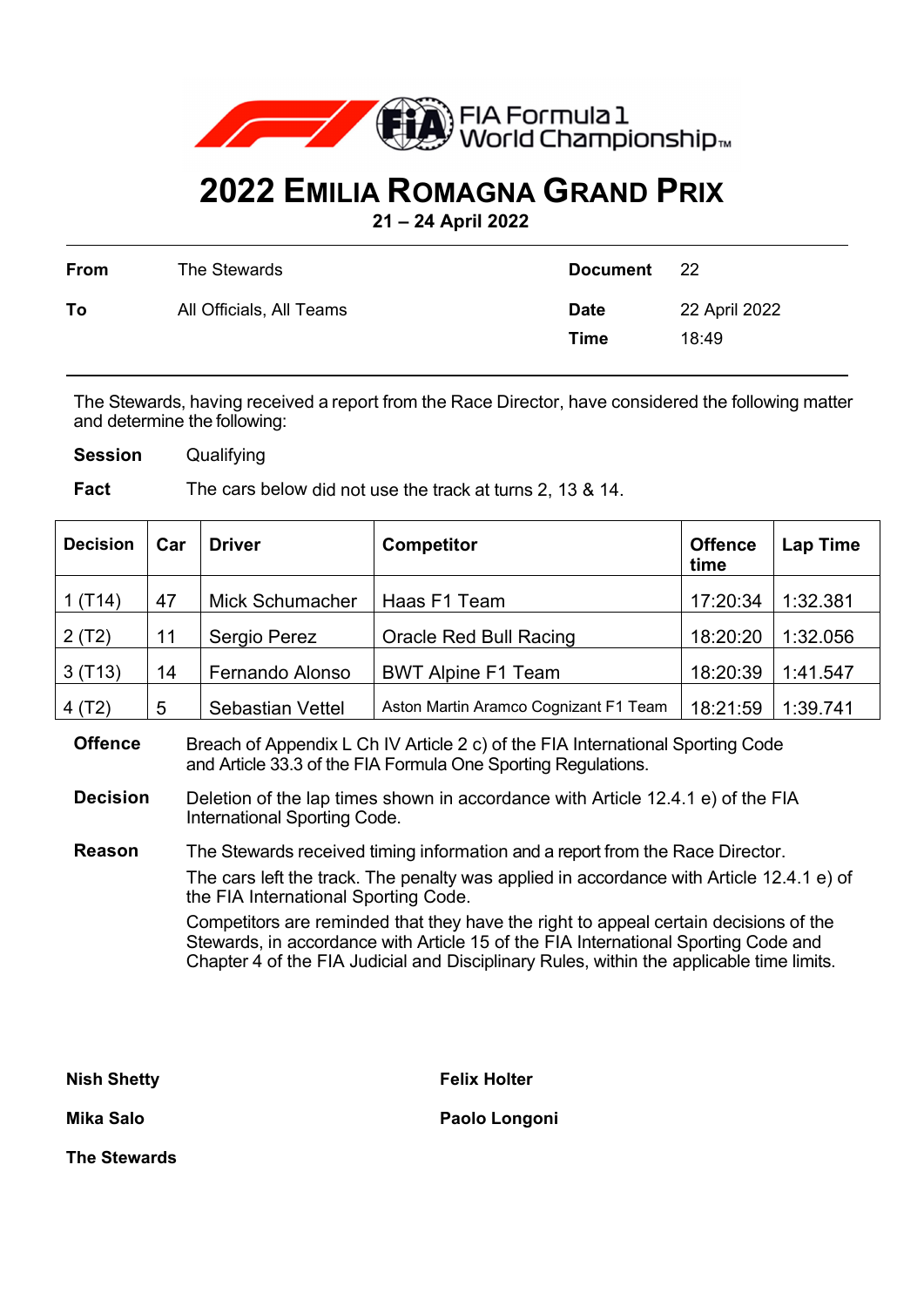FIA Formula 1 World Championship

# 2022 EMILIA ROMAGNA GRAND PRIX

**21 – 24 April 2022**

| | | | |
|---|---|---|---|
| **From** | The Stewards | **Document** | 22 |
| **To** | All Officials, All Teams | **Date** | 22 April 2022 |
| | | **Time** | 18:49 |

The Stewards, having received a report from the Race Director, have considered the following matter and determine the following:

**Session** Qualifying

**Fact** The cars below did not use the track at turns 2, 13 & 14.

| Decision | Car | Driver | Competitor | Offence time | Lap Time |
|---|---|---|---|---|---|
| 1 (T14) | 47 | Mick Schumacher | Haas F1 Team | 17:20:34 | 1:32.381 |
| 2 (T2) | 11 | Sergio Perez | Oracle Red Bull Racing | 18:20:20 | 1:32.056 |
| 3 (T13) | 14 | Fernando Alonso | BWT Alpine F1 Team | 18:20:39 | 1:41.547 |
| 4 (T2) | 5 | Sebastian Vettel | Aston Martin Aramco Cognizant F1 Team | 18:21:59 | 1:39.741 |

**Offence** Breach of Appendix L Ch IV Article 2 c) of the FIA International Sporting Code and Article 33.3 of the FIA Formula One Sporting Regulations.

**Decision** Deletion of the lap times shown in accordance with Article 12.4.1 e) of the FIA International Sporting Code.

**Reason** The Stewards received timing information and a report from the Race Director.

The cars left the track. The penalty was applied in accordance with Article 12.4.1 e) of the FIA International Sporting Code.

Competitors are reminded that they have the right to appeal certain decisions of the Stewards, in accordance with Article 15 of the FIA International Sporting Code and Chapter 4 of the FIA Judicial and Disciplinary Rules, within the applicable time limits.

**Nish Shetty**

**Felix Holter**

**Mika Salo**

**Paolo Longoni**

**The Stewards**